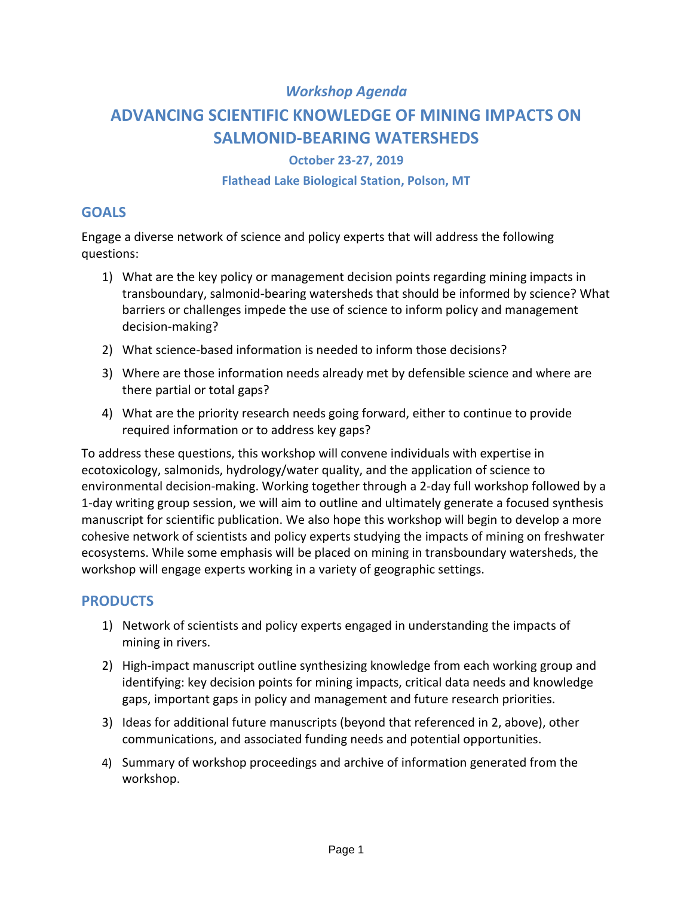*Workshop Agenda*

# ADVANCING SCIENTIFIC KNOWLEDGE OF MINING IMPACTS ON SALMONID-BEARING WATERSHEDS

**October 23-27, 2019**

**Flathead Lake Biological Station, Polson, MT**

## GOALS

Engage a diverse network of science and policy experts that will address the following questions:

1) What are the key policy or management decision points regarding mining impacts in transboundary, salmonid-bearing watersheds that should be informed by science? What barriers or challenges impede the use of science to inform policy and management decision-making?
2) What science-based information is needed to inform those decisions?
3) Where are those information needs already met by defensible science and where are there partial or total gaps?
4) What are the priority research needs going forward, either to continue to provide required information or to address key gaps?

To address these questions, this workshop will convene individuals with expertise in ecotoxicology, salmonids, hydrology/water quality, and the application of science to environmental decision-making. Working together through a 2-day full workshop followed by a 1-day writing group session, we will aim to outline and ultimately generate a focused synthesis manuscript for scientific publication. We also hope this workshop will begin to develop a more cohesive network of scientists and policy experts studying the impacts of mining on freshwater ecosystems. While some emphasis will be placed on mining in transboundary watersheds, the workshop will engage experts working in a variety of geographic settings.

## PRODUCTS

1) Network of scientists and policy experts engaged in understanding the impacts of mining in rivers.
2) High-impact manuscript outline synthesizing knowledge from each working group and identifying: key decision points for mining impacts, critical data needs and knowledge gaps, important gaps in policy and management and future research priorities.
3) Ideas for additional future manuscripts (beyond that referenced in 2, above), other communications, and associated funding needs and potential opportunities.
4) Summary of workshop proceedings and archive of information generated from the workshop.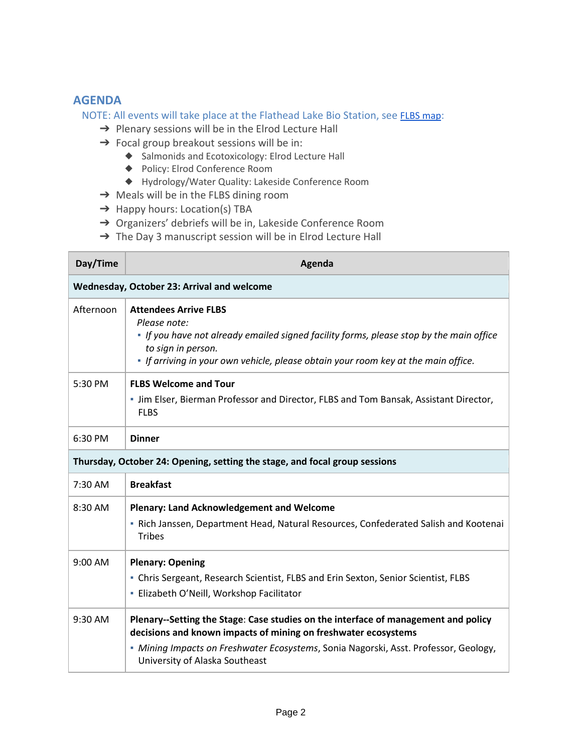## AGENDA

NOTE: All events will take place at the Flathead Lake Bio Station, see [FLBS map](FLBS map):

- Plenary sessions will be in the Elrod Lecture Hall
- Focal group breakout sessions will be in:
  - Salmonids and Ecotoxicology: Elrod Lecture Hall
  - Policy: Elrod Conference Room
  - Hydrology/Water Quality: Lakeside Conference Room
- Meals will be in the FLBS dining room
- Happy hours: Location(s) TBA
- Organizers' debriefs will be in, Lakeside Conference Room
- The Day 3 manuscript session will be in Elrod Lecture Hall

| Day/Time | Agenda |
|---|---|
| **Wednesday, October 23: Arrival and welcome** | |
| Afternoon | **Attendees Arrive FLBS**<br>*Please note:*<br>▪ *If you have not already emailed signed facility forms, please stop by the main office to sign in person.*<br>▪ *If arriving in your own vehicle, please obtain your room key at the main office.* |
| 5:30 PM | **FLBS Welcome and Tour**<br>▪ Jim Elser, Bierman Professor and Director, FLBS and Tom Bansak, Assistant Director, FLBS |
| 6:30 PM | **Dinner** |
| **Thursday, October 24: Opening, setting the stage, and focal group sessions** | |
| 7:30 AM | **Breakfast** |
| 8:30 AM | **Plenary: Land Acknowledgement and Welcome**<br>▪ Rich Janssen, Department Head, Natural Resources, Confederated Salish and Kootenai Tribes |
| 9:00 AM | **Plenary: Opening**<br>▪ Chris Sergeant, Research Scientist, FLBS and Erin Sexton, Senior Scientist, FLBS<br>▪ Elizabeth O'Neill, Workshop Facilitator |
| 9:30 AM | **Plenary--Setting the Stage**: **Case studies on the interface of management and policy decisions and known impacts of mining on freshwater ecosystems**<br>▪ *Mining Impacts on Freshwater Ecosystems*, Sonia Nagorski, Asst. Professor, Geology, University of Alaska Southeast |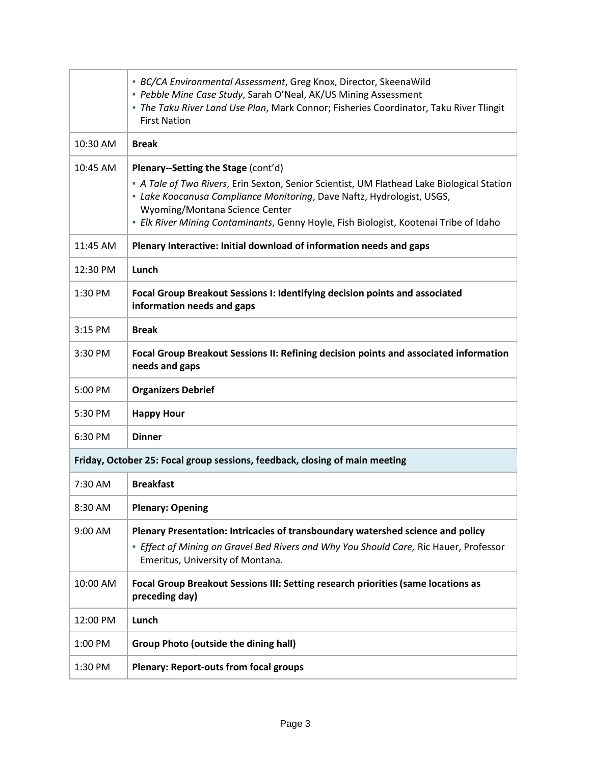| | |
|---|---|
| | ▪ *BC/CA Environmental Assessment*, Greg Knox, Director, SkeenaWild<br>▪ *Pebble Mine Case Study*, Sarah O'Neal, AK/US Mining Assessment<br>▪ *The Taku River Land Use Plan*, Mark Connor; Fisheries Coordinator, Taku River Tlingit First Nation |
| 10:30 AM | **Break** |
| 10:45 AM | **Plenary--Setting the Stage** (cont'd)<br>▪ *A Tale of Two Rivers*, Erin Sexton, Senior Scientist, UM Flathead Lake Biological Station<br>▪ *Lake Koocanusa Compliance Monitoring*, Dave Naftz, Hydrologist, USGS, Wyoming/Montana Science Center<br>▪ *Elk River Mining Contaminants*, Genny Hoyle, Fish Biologist, Kootenai Tribe of Idaho |
| 11:45 AM | **Plenary Interactive: Initial download of information needs and gaps** |
| 12:30 PM | **Lunch** |
| 1:30 PM | **Focal Group Breakout Sessions I: Identifying decision points and associated information needs and gaps** |
| 3:15 PM | **Break** |
| 3:30 PM | **Focal Group Breakout Sessions II: Refining decision points and associated information needs and gaps** |
| 5:00 PM | **Organizers Debrief** |
| 5:30 PM | **Happy Hour** |
| 6:30 PM | **Dinner** |
| **Friday, October 25: Focal group sessions, feedback, closing of main meeting** | |
| 7:30 AM | **Breakfast** |
| 8:30 AM | **Plenary: Opening** |
| 9:00 AM | **Plenary Presentation: Intricacies of transboundary watershed science and policy**<br>▪ *Effect of Mining on Gravel Bed Rivers and Why You Should Care,* Ric Hauer, Professor Emeritus, University of Montana. |
| 10:00 AM | **Focal Group Breakout Sessions III: Setting research priorities (same locations as preceding day)** |
| 12:00 PM | **Lunch** |
| 1:00 PM | **Group Photo (outside the dining hall)** |
| 1:30 PM | **Plenary: Report-outs from focal groups** |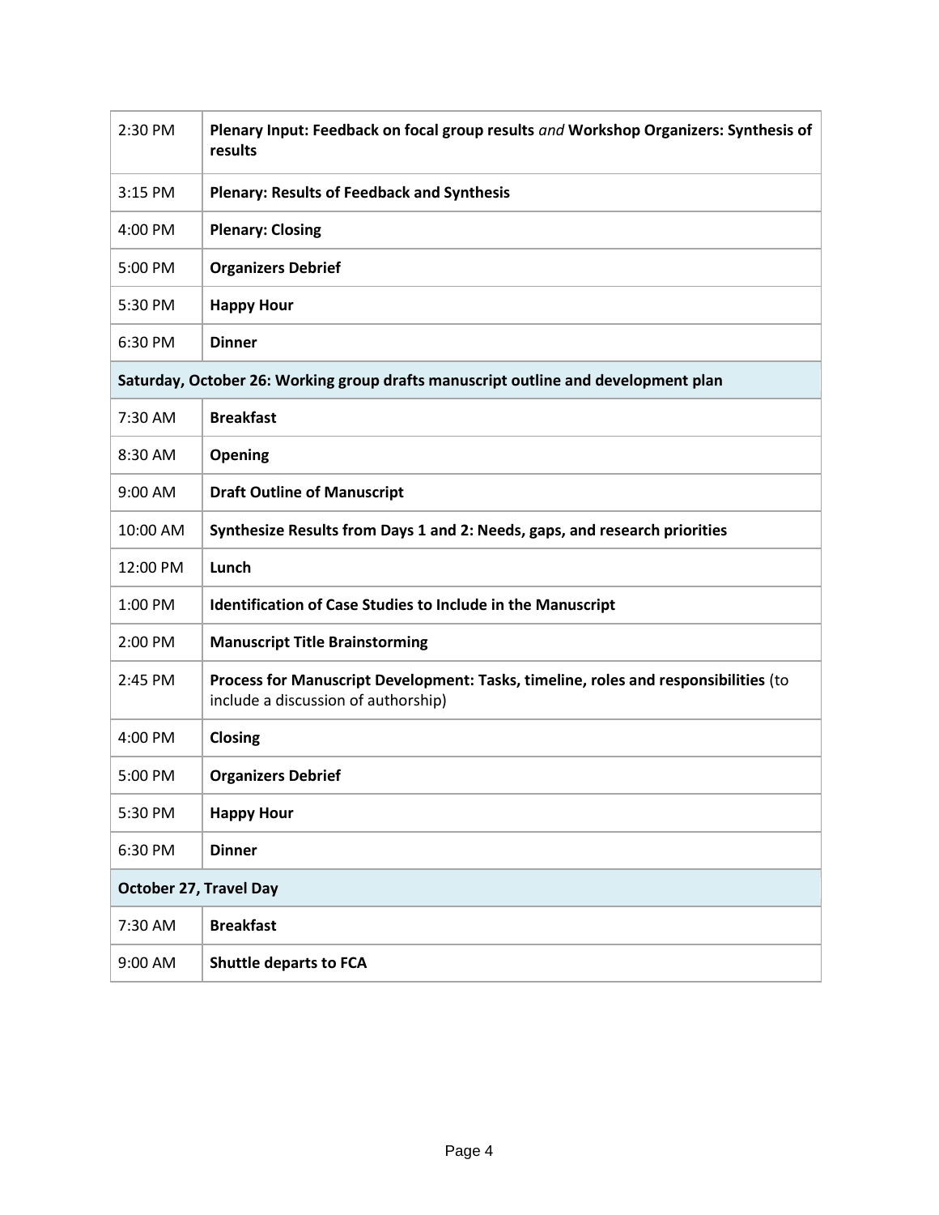| | |
|---|---|
| 2:30 PM | **Plenary Input: Feedback on focal group results** *and* **Workshop Organizers: Synthesis of results** |
| 3:15 PM | **Plenary: Results of Feedback and Synthesis** |
| 4:00 PM | **Plenary: Closing** |
| 5:00 PM | **Organizers Debrief** |
| 5:30 PM | **Happy Hour** |
| 6:30 PM | **Dinner** |
| **Saturday, October 26: Working group drafts manuscript outline and development plan** | |
| 7:30 AM | **Breakfast** |
| 8:30 AM | **Opening** |
| 9:00 AM | **Draft Outline of Manuscript** |
| 10:00 AM | **Synthesize Results from Days 1 and 2: Needs, gaps, and research priorities** |
| 12:00 PM | **Lunch** |
| 1:00 PM | **Identification of Case Studies to Include in the Manuscript** |
| 2:00 PM | **Manuscript Title Brainstorming** |
| 2:45 PM | **Process for Manuscript Development: Tasks, timeline, roles and responsibilities** (to include a discussion of authorship) |
| 4:00 PM | **Closing** |
| 5:00 PM | **Organizers Debrief** |
| 5:30 PM | **Happy Hour** |
| 6:30 PM | **Dinner** |
| **October 27, Travel Day** | |
| 7:30 AM | **Breakfast** |
| 9:00 AM | **Shuttle departs to FCA** |